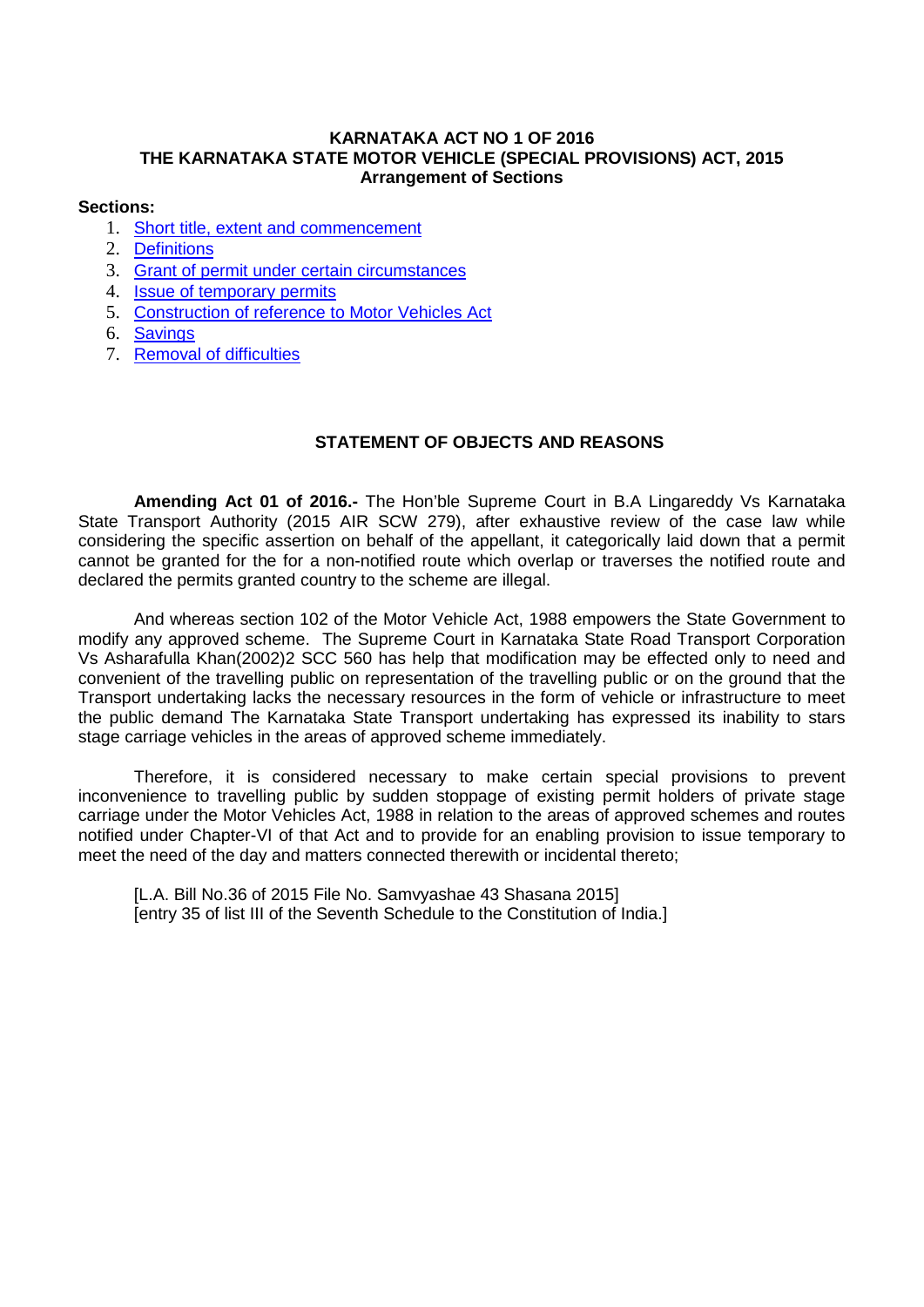**KARNATAKA ACT NO 1 OF 2016**
**THE KARNATAKA STATE MOTOR VEHICLE (SPECIAL PROVISIONS) ACT, 2015**
**Arrangement of Sections**

**Sections:**

1. Short title, extent and commencement
2. Definitions
3. Grant of permit under certain circumstances
4. Issue of temporary permits
5. Construction of reference to Motor Vehicles Act
6. Savings
7. Removal of difficulties

## STATEMENT OF OBJECTS AND REASONS

**Amending Act 01 of 2016.-** The Hon'ble Supreme Court in B.A Lingareddy Vs Karnataka State Transport Authority (2015 AIR SCW 279), after exhaustive review of the case law while considering the specific assertion on behalf of the appellant, it categorically laid down that a permit cannot be granted for the for a non-notified route which overlap or traverses the notified route and declared the permits granted country to the scheme are illegal.

And whereas section 102 of the Motor Vehicle Act, 1988 empowers the State Government to modify any approved scheme. The Supreme Court in Karnataka State Road Transport Corporation Vs Asharafulla Khan(2002)2 SCC 560 has help that modification may be effected only to need and convenient of the travelling public on representation of the travelling public or on the ground that the Transport undertaking lacks the necessary resources in the form of vehicle or infrastructure to meet the public demand The Karnataka State Transport undertaking has expressed its inability to stars stage carriage vehicles in the areas of approved scheme immediately.

Therefore, it is considered necessary to make certain special provisions to prevent inconvenience to travelling public by sudden stoppage of existing permit holders of private stage carriage under the Motor Vehicles Act, 1988 in relation to the areas of approved schemes and routes notified under Chapter-VI of that Act and to provide for an enabling provision to issue temporary to meet the need of the day and matters connected therewith or incidental thereto;

[L.A. Bill No.36 of 2015 File No. Samvyashae 43 Shasana 2015]
[entry 35 of list III of the Seventh Schedule to the Constitution of India.]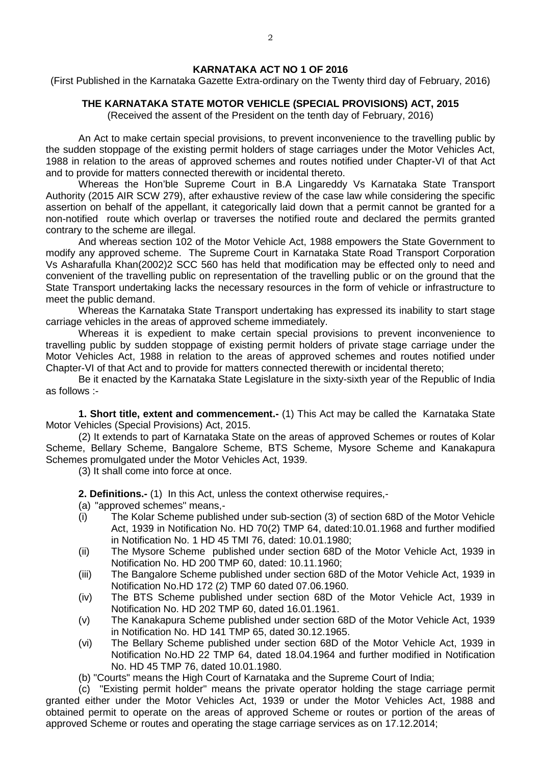## KARNATAKA ACT NO 1 OF 2016

(First Published in the Karnataka Gazette Extra-ordinary on the Twenty third day of February, 2016)

## THE KARNATAKA STATE MOTOR VEHICLE (SPECIAL PROVISIONS) ACT, 2015

(Received the assent of the President on the tenth day of February, 2016)

An Act to make certain special provisions, to prevent inconvenience to the travelling public by the sudden stoppage of the existing permit holders of stage carriages under the Motor Vehicles Act, 1988 in relation to the areas of approved schemes and routes notified under Chapter-VI of that Act and to provide for matters connected therewith or incidental thereto.

Whereas the Hon'ble Supreme Court in B.A Lingareddy Vs Karnataka State Transport Authority (2015 AIR SCW 279), after exhaustive review of the case law while considering the specific assertion on behalf of the appellant, it categorically laid down that a permit cannot be granted for a non-notified route which overlap or traverses the notified route and declared the permits granted contrary to the scheme are illegal.

And whereas section 102 of the Motor Vehicle Act, 1988 empowers the State Government to modify any approved scheme. The Supreme Court in Karnataka State Road Transport Corporation Vs Asharafulla Khan(2002)2 SCC 560 has held that modification may be effected only to need and convenient of the travelling public on representation of the travelling public or on the ground that the State Transport undertaking lacks the necessary resources in the form of vehicle or infrastructure to meet the public demand.

Whereas the Karnataka State Transport undertaking has expressed its inability to start stage carriage vehicles in the areas of approved scheme immediately.

Whereas it is expedient to make certain special provisions to prevent inconvenience to travelling public by sudden stoppage of existing permit holders of private stage carriage under the Motor Vehicles Act, 1988 in relation to the areas of approved schemes and routes notified under Chapter-VI of that Act and to provide for matters connected therewith or incidental thereto;

Be it enacted by the Karnataka State Legislature in the sixty-sixth year of the Republic of India as follows :-

**1. Short title, extent and commencement.-** (1) This Act may be called the Karnataka State Motor Vehicles (Special Provisions) Act, 2015.

(2) It extends to part of Karnataka State on the areas of approved Schemes or routes of Kolar Scheme, Bellary Scheme, Bangalore Scheme, BTS Scheme, Mysore Scheme and Kanakapura Schemes promulgated under the Motor Vehicles Act, 1939.

(3) It shall come into force at once.

**2. Definitions.-** (1) In this Act, unless the context otherwise requires,-

(a) "approved schemes" means,-

(i) The Kolar Scheme published under sub-section (3) of section 68D of the Motor Vehicle Act, 1939 in Notification No. HD 70(2) TMP 64, dated:10.01.1968 and further modified in Notification No. 1 HD 45 TMI 76, dated: 10.01.1980;

(ii) The Mysore Scheme published under section 68D of the Motor Vehicle Act, 1939 in Notification No. HD 200 TMP 60, dated: 10.11.1960;

(iii) The Bangalore Scheme published under section 68D of the Motor Vehicle Act, 1939 in Notification No.HD 172 (2) TMP 60 dated 07.06.1960.

(iv) The BTS Scheme published under section 68D of the Motor Vehicle Act, 1939 in Notification No. HD 202 TMP 60, dated 16.01.1961.

(v) The Kanakapura Scheme published under section 68D of the Motor Vehicle Act, 1939 in Notification No. HD 141 TMP 65, dated 30.12.1965.

(vi) The Bellary Scheme published under section 68D of the Motor Vehicle Act, 1939 in Notification No.HD 22 TMP 64, dated 18.04.1964 and further modified in Notification No. HD 45 TMP 76, dated 10.01.1980.

(b) "Courts" means the High Court of Karnataka and the Supreme Court of India;

(c) "Existing permit holder" means the private operator holding the stage carriage permit granted either under the Motor Vehicles Act, 1939 or under the Motor Vehicles Act, 1988 and obtained permit to operate on the areas of approved Scheme or routes or portion of the areas of approved Scheme or routes and operating the stage carriage services as on 17.12.2014;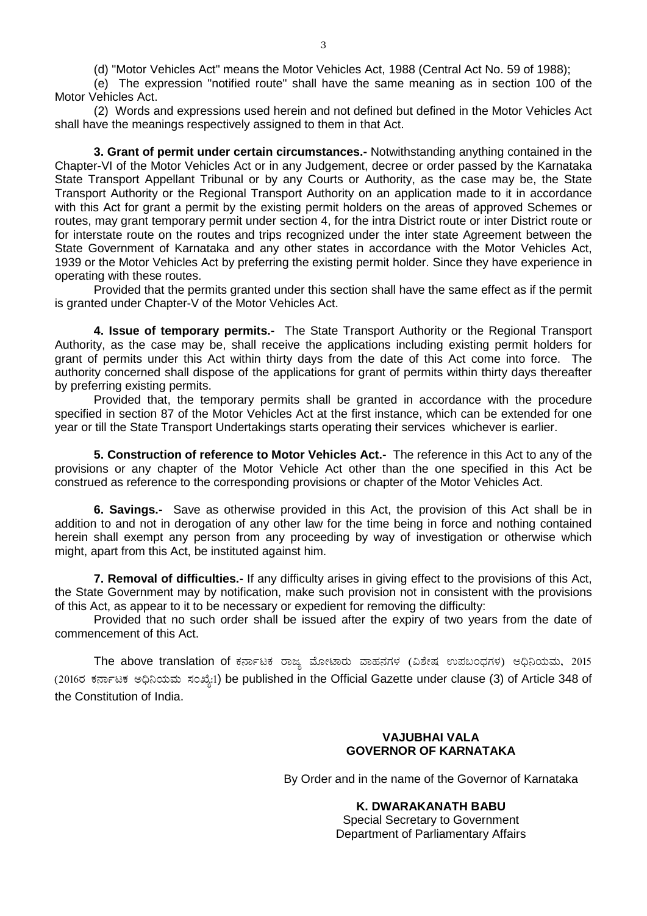(d) "Motor Vehicles Act" means the Motor Vehicles Act, 1988 (Central Act No. 59 of 1988);

(e) The expression "notified route" shall have the same meaning as in section 100 of the Motor Vehicles Act.

(2) Words and expressions used herein and not defined but defined in the Motor Vehicles Act shall have the meanings respectively assigned to them in that Act.

**3. Grant of permit under certain circumstances.-** Notwithstanding anything contained in the Chapter-VI of the Motor Vehicles Act or in any Judgement, decree or order passed by the Karnataka State Transport Appellant Tribunal or by any Courts or Authority, as the case may be, the State Transport Authority or the Regional Transport Authority on an application made to it in accordance with this Act for grant a permit by the existing permit holders on the areas of approved Schemes or routes, may grant temporary permit under section 4, for the intra District route or inter District route or for interstate route on the routes and trips recognized under the inter state Agreement between the State Government of Karnataka and any other states in accordance with the Motor Vehicles Act, 1939 or the Motor Vehicles Act by preferring the existing permit holder. Since they have experience in operating with these routes.

Provided that the permits granted under this section shall have the same effect as if the permit is granted under Chapter-V of the Motor Vehicles Act.

**4. Issue of temporary permits.-** The State Transport Authority or the Regional Transport Authority, as the case may be, shall receive the applications including existing permit holders for grant of permits under this Act within thirty days from the date of this Act come into force. The authority concerned shall dispose of the applications for grant of permits within thirty days thereafter by preferring existing permits.

Provided that, the temporary permits shall be granted in accordance with the procedure specified in section 87 of the Motor Vehicles Act at the first instance, which can be extended for one year or till the State Transport Undertakings starts operating their services whichever is earlier.

**5. Construction of reference to Motor Vehicles Act.-** The reference in this Act to any of the provisions or any chapter of the Motor Vehicle Act other than the one specified in this Act be construed as reference to the corresponding provisions or chapter of the Motor Vehicles Act.

**6. Savings.-** Save as otherwise provided in this Act, the provision of this Act shall be in addition to and not in derogation of any other law for the time being in force and nothing contained herein shall exempt any person from any proceeding by way of investigation or otherwise which might, apart from this Act, be instituted against him.

**7. Removal of difficulties.-** If any difficulty arises in giving effect to the provisions of this Act, the State Government may by notification, make such provision not in consistent with the provisions of this Act, as appear to it to be necessary or expedient for removing the difficulty:

Provided that no such order shall be issued after the expiry of two years from the date of commencement of this Act.

The above translation of ಕರ್ನಾಟಕ ರಾಜ್ಯ ಮೋಟಾರು ವಾಹನಗಳ (ವಿಶೇಷ ಉಪಬಂಧಗಳ) ಅಧಿನಿಯಮ, 2015 (2016ರ ಕರ್ನಾಟಕ ಅಧಿನಿಯಮ ಸಂಖ್ಯೆ:1) be published in the Official Gazette under clause (3) of Article 348 of the Constitution of India.

**VAJUBHAI VALA**
**GOVERNOR OF KARNATAKA**

By Order and in the name of the Governor of Karnataka

**K. DWARAKANATH BABU**
Special Secretary to Government
Department of Parliamentary Affairs